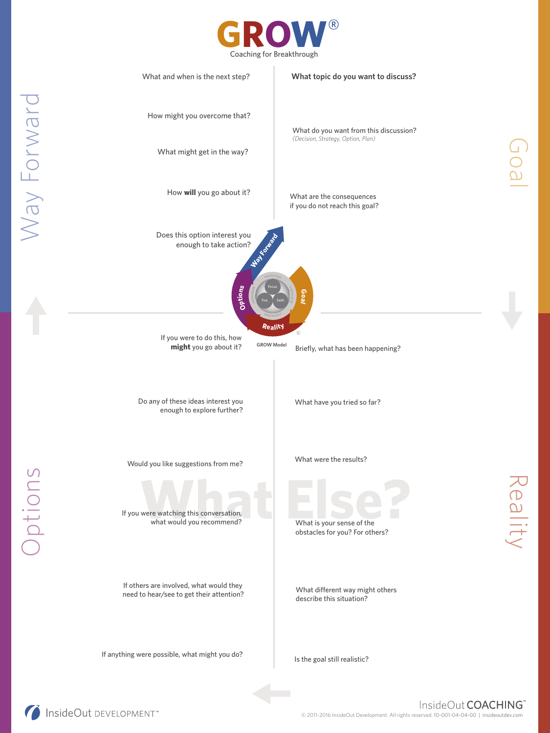# GROW®

Coaching for Breakthrough

## Goal

**What topic do you want to discuss?**

What do you want from this discussion?
*(Decision, Strategy, Option, Plan)*

What are the consequences if you do not reach this goal?

## Reality

Briefly, what has been happening?

What have you tried so far?

What were the results?

What is your sense of the obstacles for you? For others?

What different way might others describe this situation?

Is the goal still realistic?

## Options

If anything were possible, what might you do?

If others are involved, what would they need to hear/see to get their attention?

If you were watching this conversation, what would you recommend?

Would you like suggestions from me?

Do any of these ideas interest you enough to explore further?

If you were to do this, how **might** you go about it?

## Way Forward

Does this option interest you enough to take action?

How **will** you go about it?

What might get in the way?

How might you overcome that?

What and when is the next step?

**What Else?**

GROW Model

InsideOut DEVELOPMENT™

InsideOut COACHING™

© 2011-2016 InsideOut Development. All rights reserved. 10-001-04-04-00 | insideoutdev.com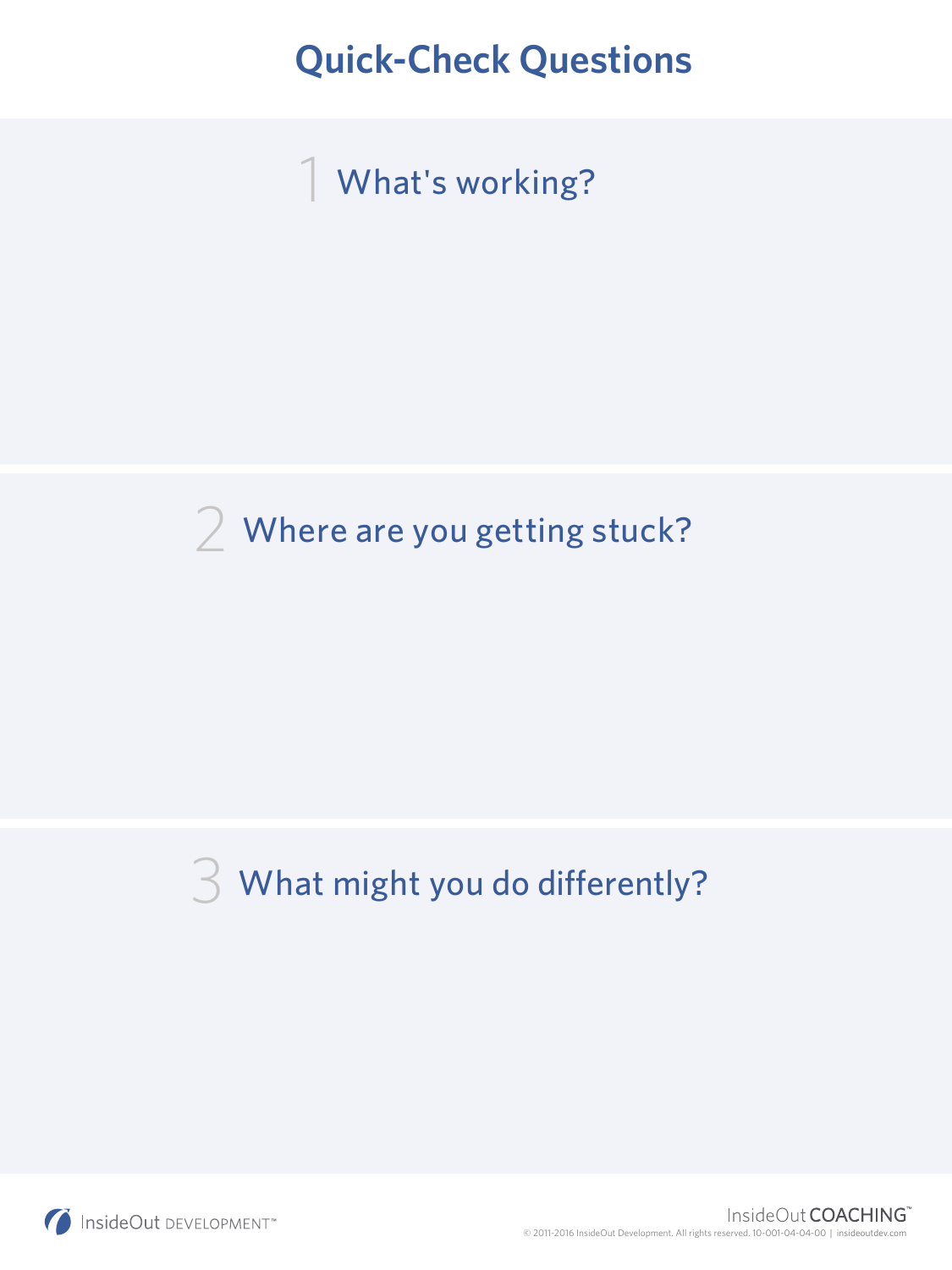# Quick-Check Questions

1 What's working?

2 Where are you getting stuck?

3 What might you do differently?

InsideOut DEVELOPMENT™

InsideOut COACHING™
© 2011-2016 InsideOut Development. All rights reserved. 10-001-04-04-00 | insideoutdev.com